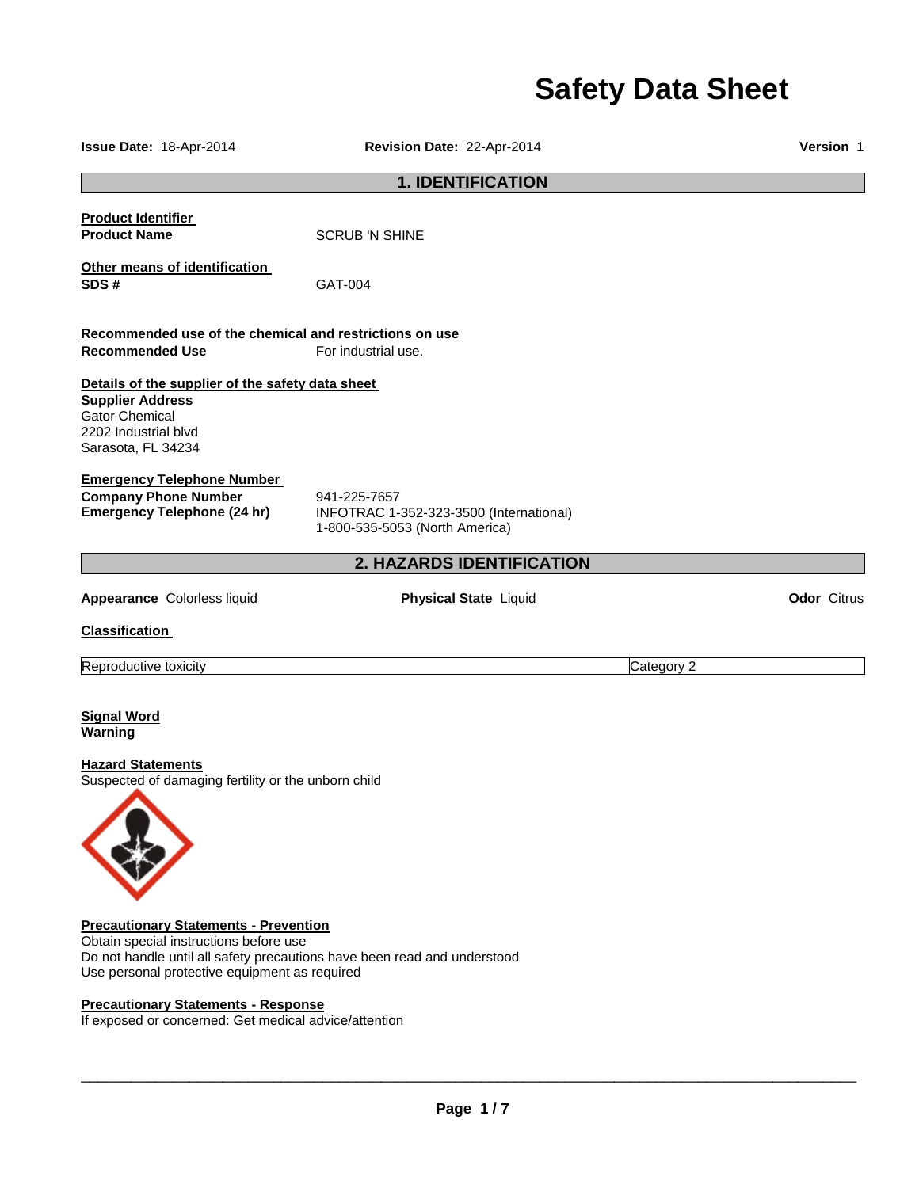# Safety Data Sheet

**Issue Date:** 18-Apr-2014 **Revision Date:** 22-Apr-2014 **Version** 1

## 1. IDENTIFICATION

**Product Identifier**
**Product Name** SCRUB 'N SHINE

**Other means of identification**
**SDS #** GAT-004

**Recommended use of the chemical and restrictions on use**
**Recommended Use** For industrial use.

**Details of the supplier of the safety data sheet**
**Supplier Address**
Gator Chemical
2202 Industrial blvd
Sarasota, FL 34234

**Emergency Telephone Number**
**Company Phone Number** 941-225-7657
**Emergency Telephone (24 hr)** INFOTRAC 1-352-323-3500 (International)
1-800-535-5053 (North America)

## 2. HAZARDS IDENTIFICATION

**Appearance** Colorless liquid **Physical State** Liquid **Odor** Citrus

**Classification**

| Reproductive toxicity | Category 2 |
|---|---|

**Signal Word**
**Warning**

**Hazard Statements**
Suspected of damaging fertility or the unborn child

**Precautionary Statements - Prevention**
Obtain special instructions before use
Do not handle until all safety precautions have been read and understood
Use personal protective equipment as required

**Precautionary Statements - Response**
If exposed or concerned: Get medical advice/attention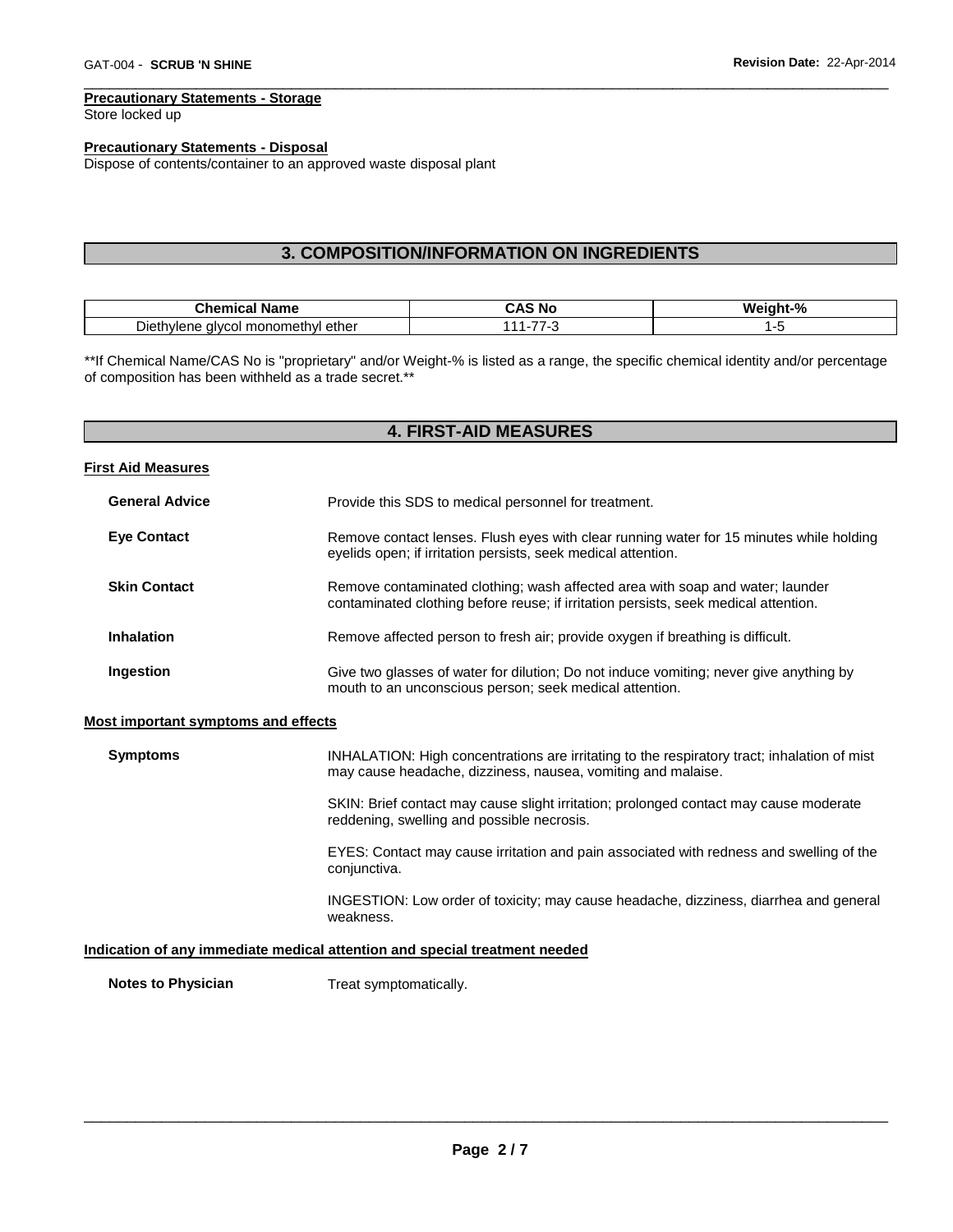**Precautionary Statements - Storage**
Store locked up

**Precautionary Statements - Disposal**
Dispose of contents/container to an approved waste disposal plant

## 3. COMPOSITION/INFORMATION ON INGREDIENTS

| Chemical Name | CAS No | Weight-% |
|---|---|---|
| Diethylene glycol monomethyl ether | 111-77-3 | 1-5 |

**If Chemical Name/CAS No is "proprietary" and/or Weight-% is listed as a range, the specific chemical identity and/or percentage of composition has been withheld as a trade secret.**

## 4. FIRST-AID MEASURES

**First Aid Measures**

**General Advice** Provide this SDS to medical personnel for treatment.

**Eye Contact** Remove contact lenses. Flush eyes with clear running water for 15 minutes while holding eyelids open; if irritation persists, seek medical attention.

**Skin Contact** Remove contaminated clothing; wash affected area with soap and water; launder contaminated clothing before reuse; if irritation persists, seek medical attention.

**Inhalation** Remove affected person to fresh air; provide oxygen if breathing is difficult.

**Ingestion** Give two glasses of water for dilution; Do not induce vomiting; never give anything by mouth to an unconscious person; seek medical attention.

**Most important symptoms and effects**

**Symptoms** INHALATION: High concentrations are irritating to the respiratory tract; inhalation of mist may cause headache, dizziness, nausea, vomiting and malaise.

SKIN: Brief contact may cause slight irritation; prolonged contact may cause moderate reddening, swelling and possible necrosis.

EYES: Contact may cause irritation and pain associated with redness and swelling of the conjunctiva.

INGESTION: Low order of toxicity; may cause headache, dizziness, diarrhea and general weakness.

**Indication of any immediate medical attention and special treatment needed**

**Notes to Physician** Treat symptomatically.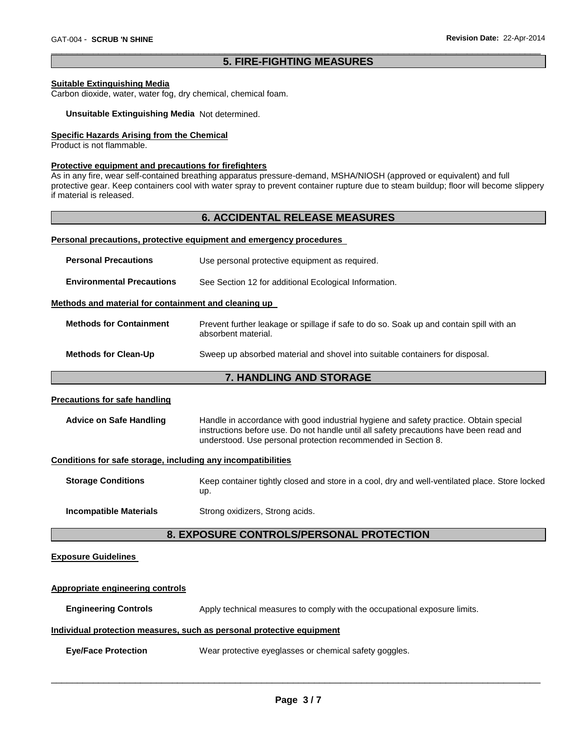## 5. FIRE-FIGHTING MEASURES

**Suitable Extinguishing Media**

Carbon dioxide, water, water fog, dry chemical, chemical foam.

**Unsuitable Extinguishing Media** Not determined.

**Specific Hazards Arising from the Chemical**

Product is not flammable.

**Protective equipment and precautions for firefighters**

As in any fire, wear self-contained breathing apparatus pressure-demand, MSHA/NIOSH (approved or equivalent) and full protective gear. Keep containers cool with water spray to prevent container rupture due to steam buildup; floor will become slippery if material is released.

## 6. ACCIDENTAL RELEASE MEASURES

**Personal precautions, protective equipment and emergency procedures**

**Personal Precautions** Use personal protective equipment as required.

**Environmental Precautions** See Section 12 for additional Ecological Information.

**Methods and material for containment and cleaning up**

**Methods for Containment** Prevent further leakage or spillage if safe to do so. Soak up and contain spill with an absorbent material.

**Methods for Clean-Up** Sweep up absorbed material and shovel into suitable containers for disposal.

## 7. HANDLING AND STORAGE

**Precautions for safe handling**

**Advice on Safe Handling** Handle in accordance with good industrial hygiene and safety practice. Obtain special instructions before use. Do not handle until all safety precautions have been read and understood. Use personal protection recommended in Section 8.

**Conditions for safe storage, including any incompatibilities**

**Storage Conditions** Keep container tightly closed and store in a cool, dry and well-ventilated place. Store locked up.

**Incompatible Materials** Strong oxidizers, Strong acids.

## 8. EXPOSURE CONTROLS/PERSONAL PROTECTION

**Exposure Guidelines**

**Appropriate engineering controls**

**Engineering Controls** Apply technical measures to comply with the occupational exposure limits.

**Individual protection measures, such as personal protective equipment**

**Eye/Face Protection** Wear protective eyeglasses or chemical safety goggles.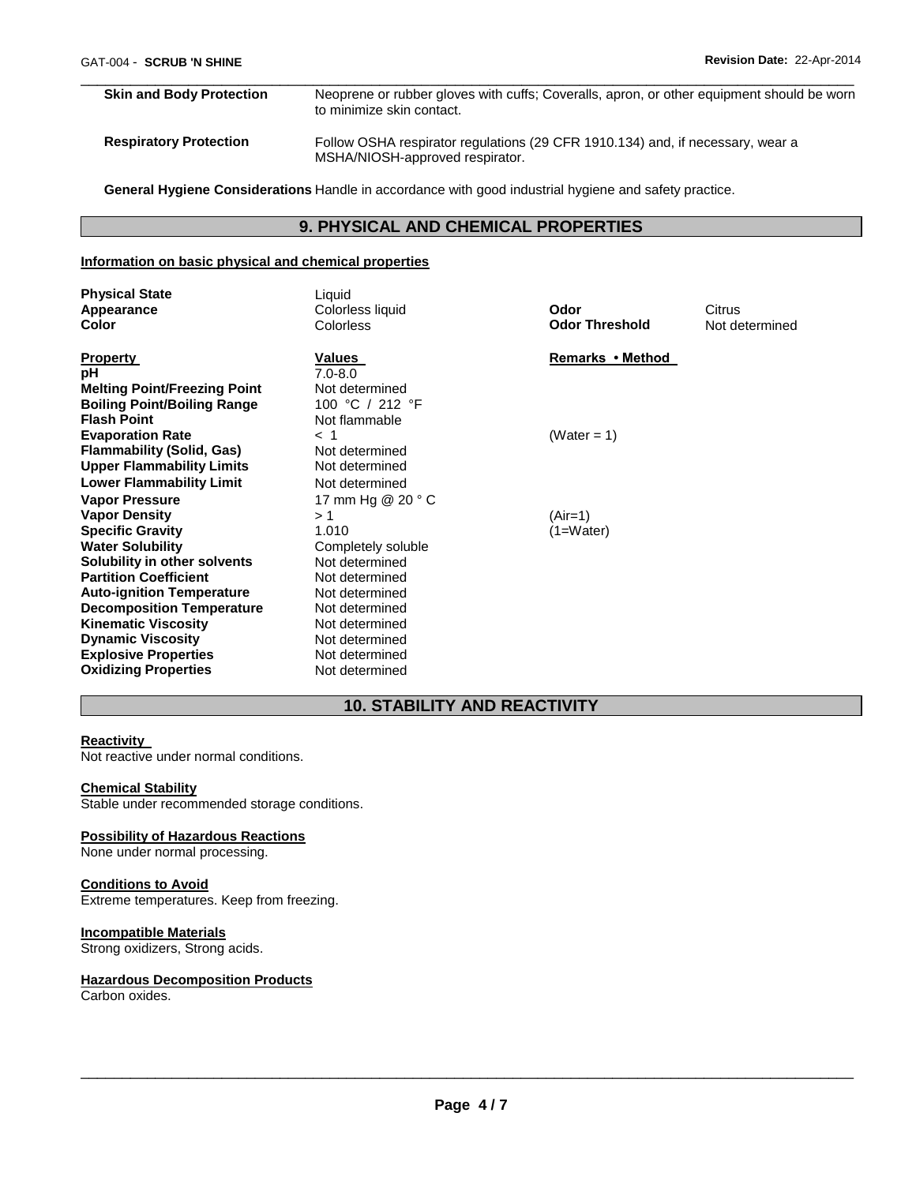| | |
|---|---|
| **Skin and Body Protection** | Neoprene or rubber gloves with cuffs; Coveralls, apron, or other equipment should be worn to minimize skin contact. |
| **Respiratory Protection** | Follow OSHA respirator regulations (29 CFR 1910.134) and, if necessary, wear a MSHA/NIOSH-approved respirator. |

**General Hygiene Considerations** Handle in accordance with good industrial hygiene and safety practice.

## 9. PHYSICAL AND CHEMICAL PROPERTIES

**Information on basic physical and chemical properties**

| | | | |
|---|---|---|---|
| **Physical State** | Liquid | | |
| **Appearance** | Colorless liquid | **Odor** | Citrus |
| **Color** | Colorless | **Odor Threshold** | Not determined |

| **Property** | **Values** | **Remarks • Method** |
|---|---|---|
| **pH** | 7.0-8.0 | |
| **Melting Point/Freezing Point** | Not determined | |
| **Boiling Point/Boiling Range** | 100 °C / 212 °F | |
| **Flash Point** | Not flammable | |
| **Evaporation Rate** | < 1 | (Water = 1) |
| **Flammability (Solid, Gas)** | Not determined | |
| **Upper Flammability Limits** | Not determined | |
| **Lower Flammability Limit** | Not determined | |
| **Vapor Pressure** | 17 mm Hg @ 20 ° C | |
| **Vapor Density** | > 1 | (Air=1) |
| **Specific Gravity** | 1.010 | (1=Water) |
| **Water Solubility** | Completely soluble | |
| **Solubility in other solvents** | Not determined | |
| **Partition Coefficient** | Not determined | |
| **Auto-ignition Temperature** | Not determined | |
| **Decomposition Temperature** | Not determined | |
| **Kinematic Viscosity** | Not determined | |
| **Dynamic Viscosity** | Not determined | |
| **Explosive Properties** | Not determined | |
| **Oxidizing Properties** | Not determined | |

## 10. STABILITY AND REACTIVITY

**Reactivity**

Not reactive under normal conditions.

**Chemical Stability**

Stable under recommended storage conditions.

**Possibility of Hazardous Reactions**

None under normal processing.

**Conditions to Avoid**

Extreme temperatures. Keep from freezing.

**Incompatible Materials**

Strong oxidizers, Strong acids.

**Hazardous Decomposition Products**

Carbon oxides.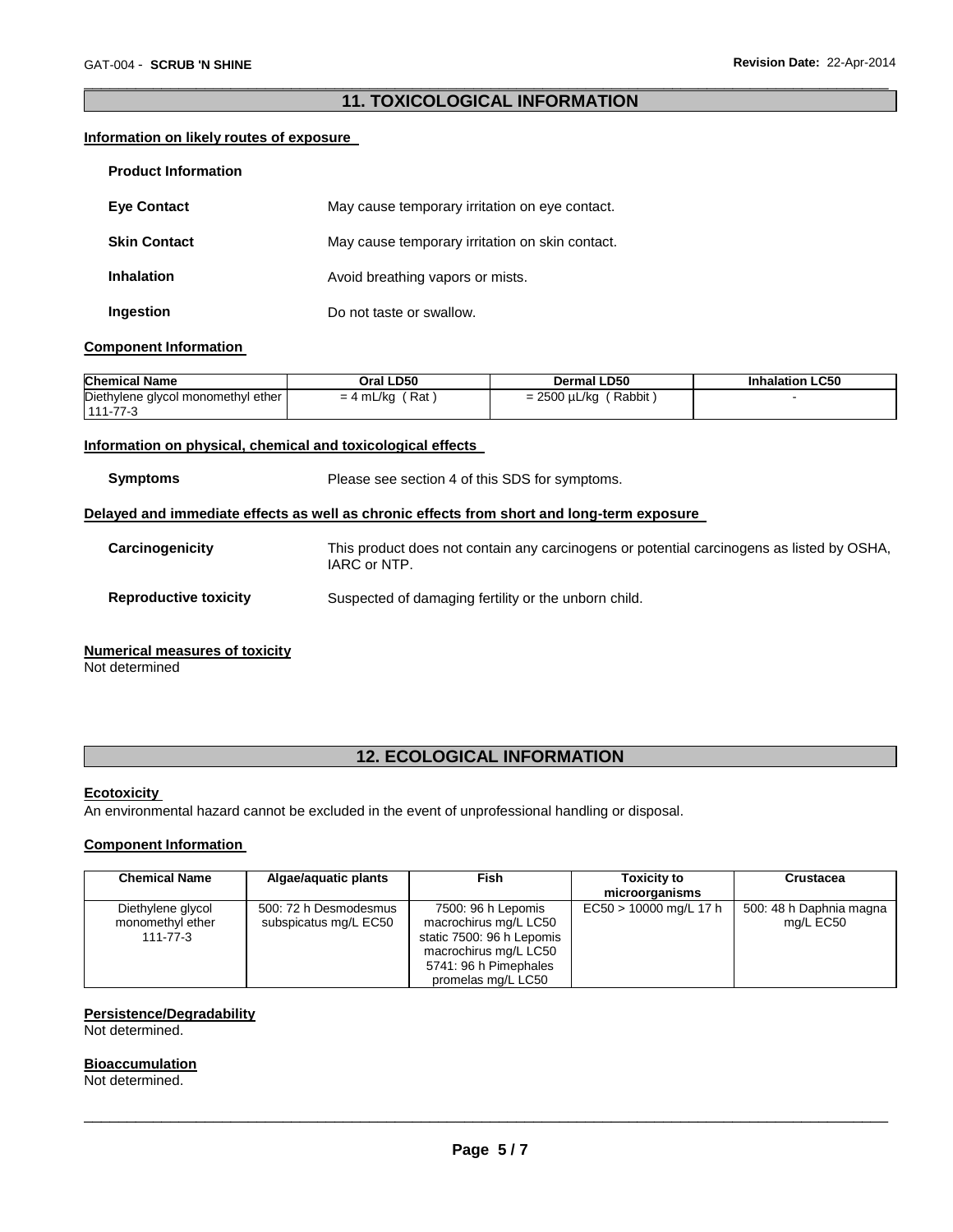## 11. TOXICOLOGICAL INFORMATION

### Information on likely routes of exposure

**Product Information**

**Eye Contact** May cause temporary irritation on eye contact.

**Skin Contact** May cause temporary irritation on skin contact.

**Inhalation** Avoid breathing vapors or mists.

**Ingestion** Do not taste or swallow.

### Component Information

| Chemical Name | Oral LD50 | Dermal LD50 | Inhalation LC50 |
|---|---|---|---|
| Diethylene glycol monomethyl ether 111-77-3 | = 4 mL/kg ( Rat ) | = 2500 µL/kg ( Rabbit ) | - |

### Information on physical, chemical and toxicological effects

**Symptoms** Please see section 4 of this SDS for symptoms.

### Delayed and immediate effects as well as chronic effects from short and long-term exposure

**Carcinogenicity** This product does not contain any carcinogens or potential carcinogens as listed by OSHA, IARC or NTP.

**Reproductive toxicity** Suspected of damaging fertility or the unborn child.

### Numerical measures of toxicity

Not determined

## 12. ECOLOGICAL INFORMATION

### Ecotoxicity

An environmental hazard cannot be excluded in the event of unprofessional handling or disposal.

### Component Information

| Chemical Name | Algae/aquatic plants | Fish | Toxicity to microorganisms | Crustacea |
|---|---|---|---|---|
| Diethylene glycol monomethyl ether 111-77-3 | 500: 72 h Desmodesmus subspicatus mg/L EC50 | 7500: 96 h Lepomis macrochirus mg/L LC50 static 7500: 96 h Lepomis macrochirus mg/L LC50 5741: 96 h Pimephales promelas mg/L LC50 | EC50 > 10000 mg/L 17 h | 500: 48 h Daphnia magna mg/L EC50 |

### Persistence/Degradability

Not determined.

### Bioaccumulation

Not determined.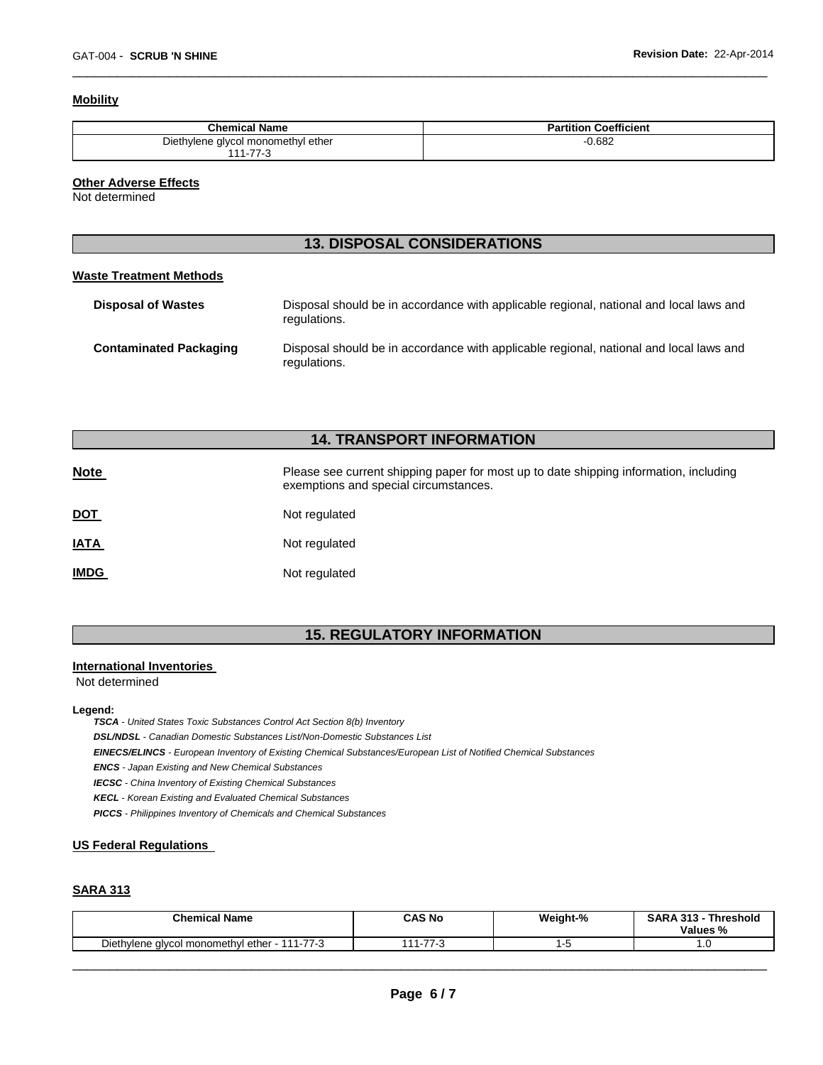**Mobility**

| Chemical Name | Partition Coefficient |
|---|---|
| Diethylene glycol monomethyl ether<br>111-77-3 | -0.682 |

**Other Adverse Effects**

Not determined

## 13. DISPOSAL CONSIDERATIONS

**Waste Treatment Methods**

**Disposal of Wastes** — Disposal should be in accordance with applicable regional, national and local laws and regulations.

**Contaminated Packaging** — Disposal should be in accordance with applicable regional, national and local laws and regulations.

## 14. TRANSPORT INFORMATION

**Note** — Please see current shipping paper for most up to date shipping information, including exemptions and special circumstances.

**DOT** — Not regulated

**IATA** — Not regulated

**IMDG** — Not regulated

## 15. REGULATORY INFORMATION

**International Inventories**

Not determined

**Legend:**

***TSCA*** *- United States Toxic Substances Control Act Section 8(b) Inventory*
***DSL/NDSL*** *- Canadian Domestic Substances List/Non-Domestic Substances List*
***EINECS/ELINCS*** *- European Inventory of Existing Chemical Substances/European List of Notified Chemical Substances*
***ENCS*** *- Japan Existing and New Chemical Substances*
***IECSC*** *- China Inventory of Existing Chemical Substances*
***KECL*** *- Korean Existing and Evaluated Chemical Substances*
***PICCS*** *- Philippines Inventory of Chemicals and Chemical Substances*

**US Federal Regulations**

**SARA 313**

| Chemical Name | CAS No | Weight-% | SARA 313 - Threshold Values % |
|---|---|---|---|
| Diethylene glycol monomethyl ether - 111-77-3 | 111-77-3 | 1-5 | 1.0 |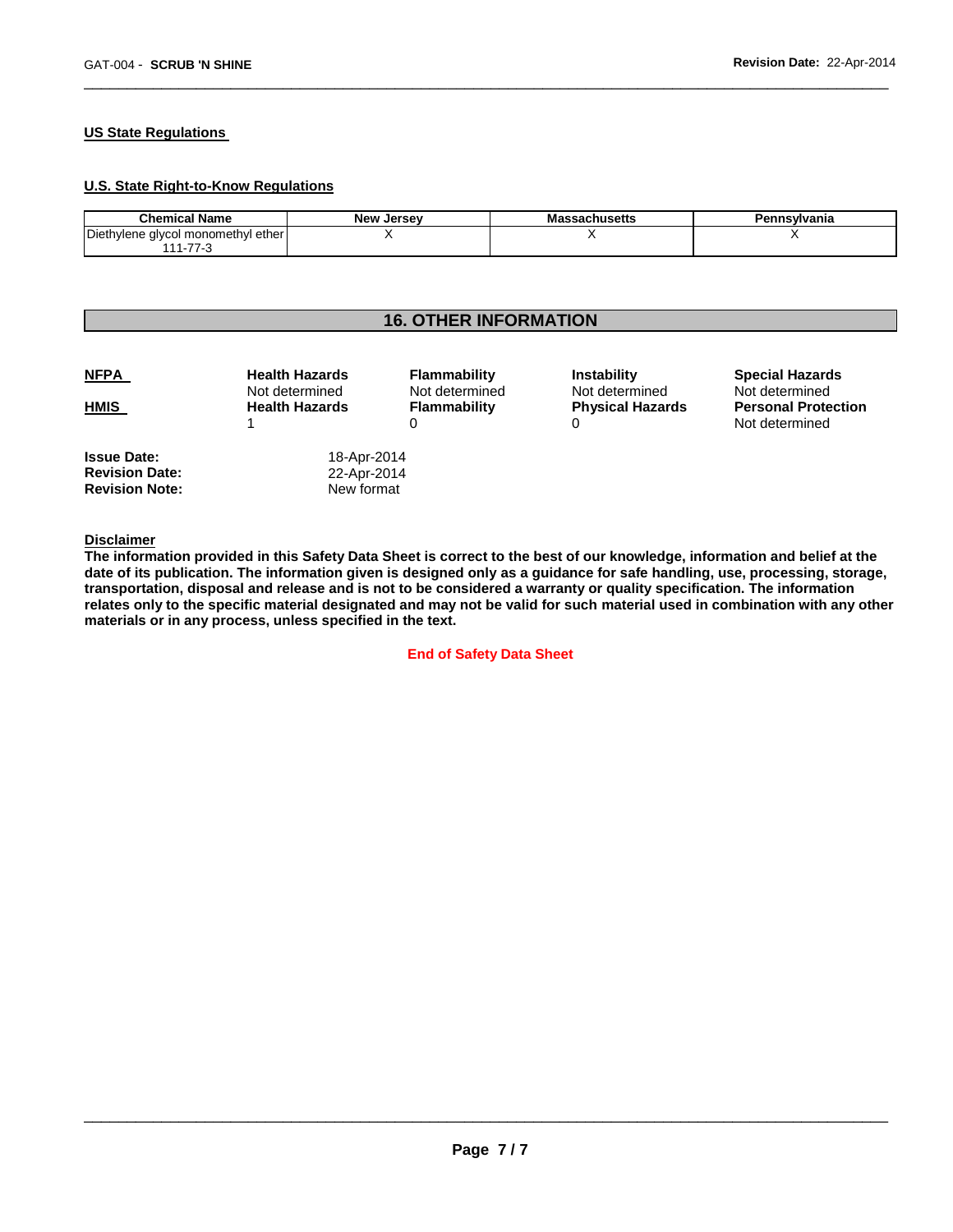### US State Regulations

### U.S. State Right-to-Know Regulations

| Chemical Name | New Jersey | Massachusetts | Pennsylvania |
|---|---|---|---|
| Diethylene glycol monomethyl ether 111-77-3 | X | X | X |

## 16. OTHER INFORMATION

| | | | | |
|---|---|---|---|---|
| **NFPA** | **Health Hazards** Not determined | **Flammability** Not determined | **Instability** Not determined | **Special Hazards** Not determined |
| **HMIS** | **Health Hazards** 1 | **Flammability** 0 | **Physical Hazards** 0 | **Personal Protection** Not determined |

**Issue Date:** 18-Apr-2014
**Revision Date:** 22-Apr-2014
**Revision Note:** New format

**Disclaimer**

**The information provided in this Safety Data Sheet is correct to the best of our knowledge, information and belief at the date of its publication. The information given is designed only as a guidance for safe handling, use, processing, storage, transportation, disposal and release and is not to be considered a warranty or quality specification. The information relates only to the specific material designated and may not be valid for such material used in combination with any other materials or in any process, unless specified in the text.**

**End of Safety Data Sheet**